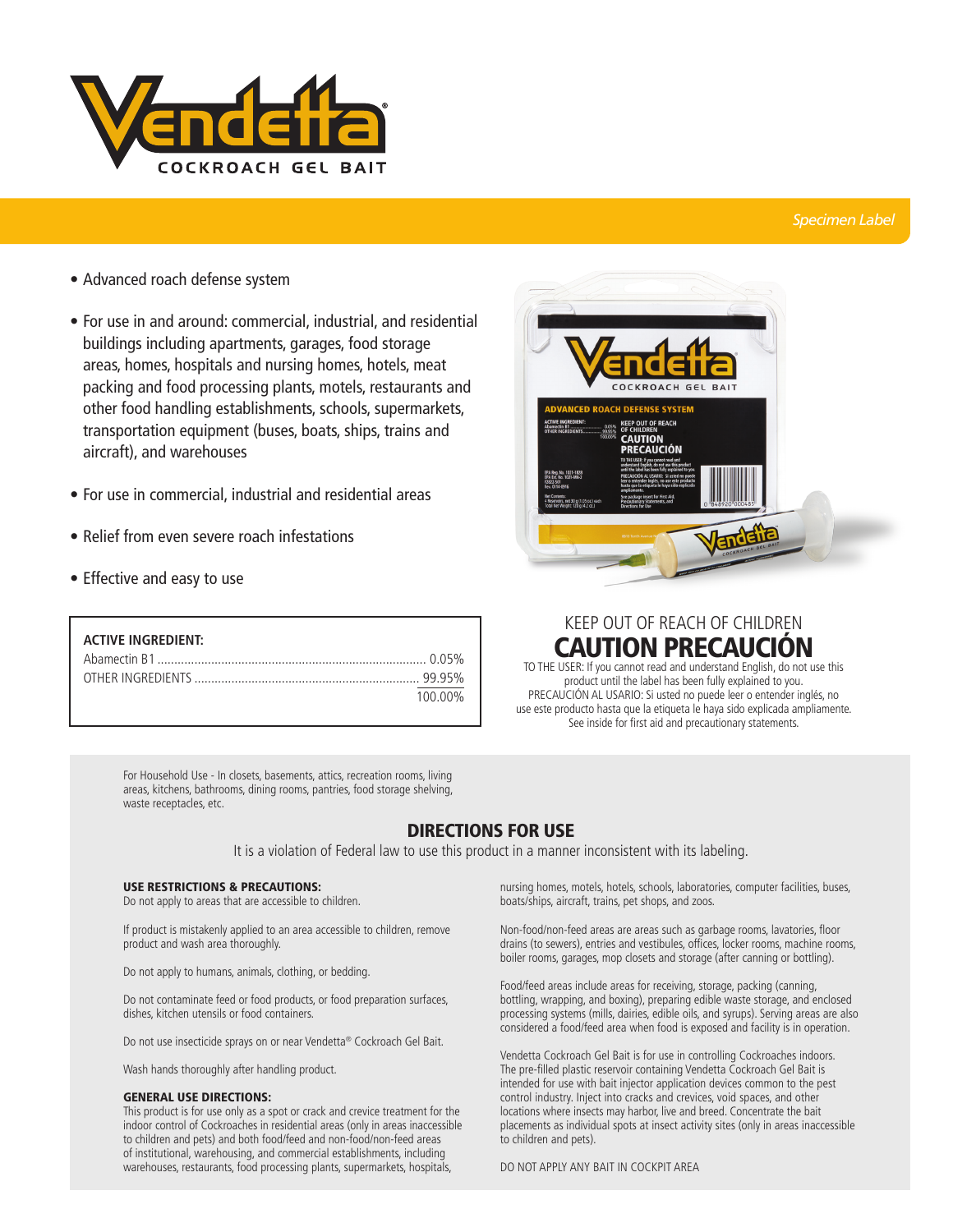# Vendetta®

## COCKROACH GEL BAIT

*Specimen Label*

- Advanced roach defense system
- For use in and around: commercial, industrial, and residential buildings including apartments, garages, food storage areas, homes, hospitals and nursing homes, hotels, meat packing and food processing plants, motels, restaurants and other food handling establishments, schools, supermarkets, transportation equipment (buses, boats, ships, trains and aircraft), and warehouses
- For use in commercial, industrial and residential areas
- Relief from even severe roach infestations
- Effective and easy to use

| ACTIVE INGREDIENT: | |
|---|---|
| Abamectin B1 | 0.05% |
| OTHER INGREDIENTS | 99.95% |
| | 100.00% |

KEEP OUT OF REACH OF CHILDREN

## CAUTION PRECAUCIÓN

TO THE USER: If you cannot read and understand English, do not use this product until the label has been fully explained to you.
PRECAUCIÓN AL USARIO: Si usted no puede leer o entender inglés, no use este producto hasta que la etiqueta le haya sido explicada ampliamente.
See inside for first aid and precautionary statements.

For Household Use - In closets, basements, attics, recreation rooms, living areas, kitchens, bathrooms, dining rooms, pantries, food storage shelving, waste receptacles, etc.

## DIRECTIONS FOR USE

It is a violation of Federal law to use this product in a manner inconsistent with its labeling.

### USE RESTRICTIONS & PRECAUTIONS:

Do not apply to areas that are accessible to children.

If product is mistakenly applied to an area accessible to children, remove product and wash area thoroughly.

Do not apply to humans, animals, clothing, or bedding.

Do not contaminate feed or food products, or food preparation surfaces, dishes, kitchen utensils or food containers.

Do not use insecticide sprays on or near Vendetta® Cockroach Gel Bait.

Wash hands thoroughly after handling product.

### GENERAL USE DIRECTIONS:

This product is for use only as a spot or crack and crevice treatment for the indoor control of Cockroaches in residential areas (only in areas inaccessible to children and pets) and both food/feed and non-food/non-feed areas of institutional, warehousing, and commercial establishments, including warehouses, restaurants, food processing plants, supermarkets, hospitals, nursing homes, motels, hotels, schools, laboratories, computer facilities, buses, boats/ships, aircraft, trains, pet shops, and zoos.

Non-food/non-feed areas are areas such as garbage rooms, lavatories, floor drains (to sewers), entries and vestibules, offices, locker rooms, machine rooms, boiler rooms, garages, mop closets and storage (after canning or bottling).

Food/feed areas include areas for receiving, storage, packing (canning, bottling, wrapping, and boxing), preparing edible waste storage, and enclosed processing systems (mills, dairies, edible oils, and syrups). Serving areas are also considered a food/feed area when food is exposed and facility is in operation.

Vendetta Cockroach Gel Bait is for use in controlling Cockroaches indoors. The pre-filled plastic reservoir containing Vendetta Cockroach Gel Bait is intended for use with bait injector application devices common to the pest control industry. Inject into cracks and crevices, void spaces, and other locations where insects may harbor, live and breed. Concentrate the bait placements as individual spots at insect activity sites (only in areas inaccessible to children and pets).

DO NOT APPLY ANY BAIT IN COCKPIT AREA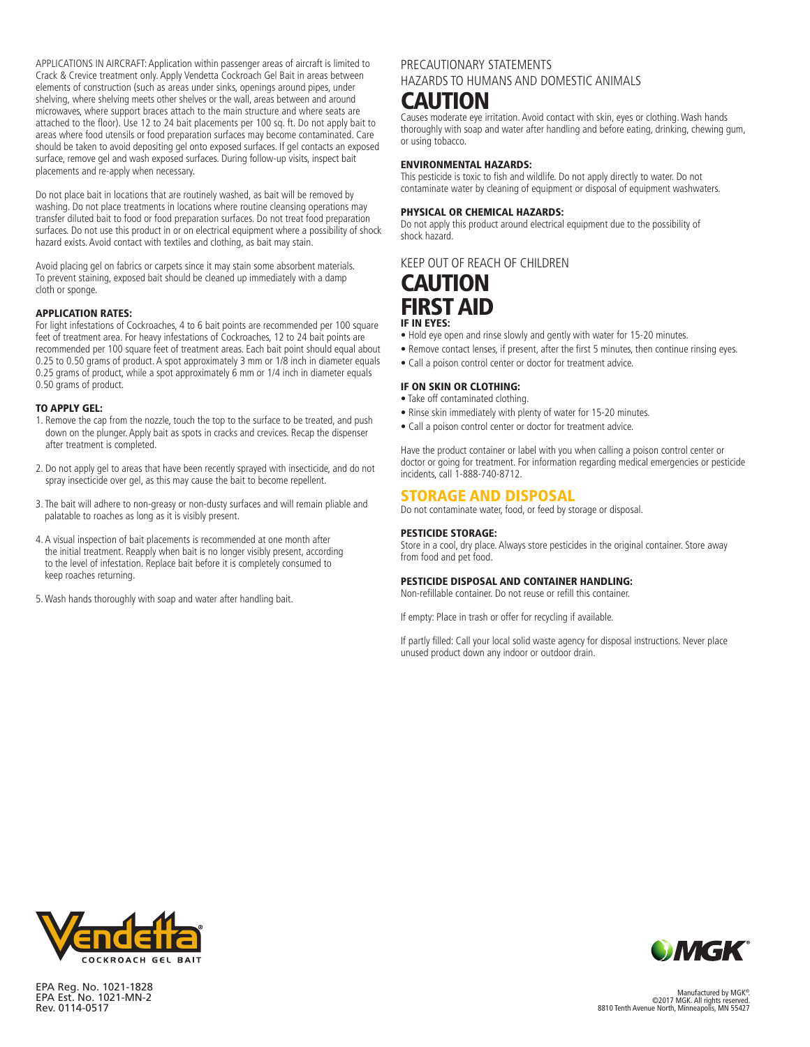APPLICATIONS IN AIRCRAFT: Application within passenger areas of aircraft is limited to Crack & Crevice treatment only. Apply Vendetta Cockroach Gel Bait in areas between elements of construction (such as areas under sinks, openings around pipes, under shelving, where shelving meets other shelves or the wall, areas between and around microwaves, where support braces attach to the main structure and where seats are attached to the floor). Use 12 to 24 bait placements per 100 sq. ft. Do not apply bait to areas where food utensils or food preparation surfaces may become contaminated. Care should be taken to avoid depositing gel onto exposed surfaces. If gel contacts an exposed surface, remove gel and wash exposed surfaces. During follow-up visits, inspect bait placements and re-apply when necessary.

Do not place bait in locations that are routinely washed, as bait will be removed by washing. Do not place treatments in locations where routine cleansing operations may transfer diluted bait to food or food preparation surfaces. Do not treat food preparation surfaces. Do not use this product in or on electrical equipment where a possibility of shock hazard exists. Avoid contact with textiles and clothing, as bait may stain.

Avoid placing gel on fabrics or carpets since it may stain some absorbent materials. To prevent staining, exposed bait should be cleaned up immediately with a damp cloth or sponge.

**APPLICATION RATES:**

For light infestations of Cockroaches, 4 to 6 bait points are recommended per 100 square feet of treatment area. For heavy infestations of Cockroaches, 12 to 24 bait points are recommended per 100 square feet of treatment areas. Each bait point should equal about 0.25 to 0.50 grams of product. A spot approximately 3 mm or 1/8 inch in diameter equals 0.25 grams of product, while a spot approximately 6 mm or 1/4 inch in diameter equals 0.50 grams of product.

**TO APPLY GEL:**

1. Remove the cap from the nozzle, touch the top to the surface to be treated, and push down on the plunger. Apply bait as spots in cracks and crevices. Recap the dispenser after treatment is completed.
2. Do not apply gel to areas that have been recently sprayed with insecticide, and do not spray insecticide over gel, as this may cause the bait to become repellent.
3. The bait will adhere to non-greasy or non-dusty surfaces and will remain pliable and palatable to roaches as long as it is visibly present.
4. A visual inspection of bait placements is recommended at one month after the initial treatment. Reapply when bait is no longer visibly present, according to the level of infestation. Replace bait before it is completely consumed to keep roaches returning.
5. Wash hands thoroughly with soap and water after handling bait.

PRECAUTIONARY STATEMENTS

HAZARDS TO HUMANS AND DOMESTIC ANIMALS

# CAUTION

Causes moderate eye irritation. Avoid contact with skin, eyes or clothing. Wash hands thoroughly with soap and water after handling and before eating, drinking, chewing gum, or using tobacco.

**ENVIRONMENTAL HAZARDS:**

This pesticide is toxic to fish and wildlife. Do not apply directly to water. Do not contaminate water by cleaning of equipment or disposal of equipment washwaters.

**PHYSICAL OR CHEMICAL HAZARDS:**

Do not apply this product around electrical equipment due to the possibility of shock hazard.

KEEP OUT OF REACH OF CHILDREN

# CAUTION

# FIRST AID

**IF IN EYES:**

- Hold eye open and rinse slowly and gently with water for 15-20 minutes.
- Remove contact lenses, if present, after the first 5 minutes, then continue rinsing eyes.
- Call a poison control center or doctor for treatment advice.

**IF ON SKIN OR CLOTHING:**

- Take off contaminated clothing.
- Rinse skin immediately with plenty of water for 15-20 minutes.
- Call a poison control center or doctor for treatment advice.

Have the product container or label with you when calling a poison control center or doctor or going for treatment. For information regarding medical emergencies or pesticide incidents, call 1-888-740-8712.

## STORAGE AND DISPOSAL

Do not contaminate water, food, or feed by storage or disposal.

**PESTICIDE STORAGE:**

Store in a cool, dry place. Always store pesticides in the original container. Store away from food and pet food.

**PESTICIDE DISPOSAL AND CONTAINER HANDLING:**

Non-refillable container. Do not reuse or refill this container.

If empty: Place in trash or offer for recycling if available.

If partly filled: Call your local solid waste agency for disposal instructions. Never place unused product down any indoor or outdoor drain.

Vendetta® COCKROACH GEL BAIT

EPA Reg. No. 1021-1828
EPA Est. No. 1021-MN-2
Rev. 0114-0517

MGK®

Manufactured by MGK®.
©2017 MGK. All rights reserved.
8810 Tenth Avenue North, Minneapolis, MN 55427